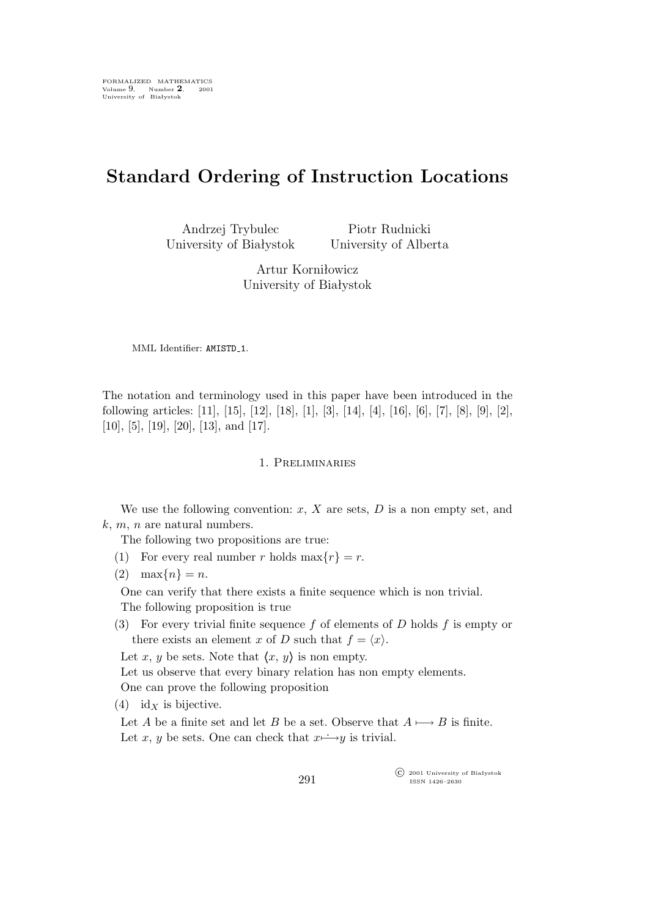# Standard Ordering of Instruction Locations

Andrzej Trybulec
University of Białystok

Piotr Rudnicki
University of Alberta

Artur Korniłowicz
University of Białystok

MML Identifier: AMISTD_1.

The notation and terminology used in this paper have been introduced in the following articles: [11], [15], [12], [18], [1], [3], [14], [4], [16], [6], [7], [8], [9], [2], [10], [5], [19], [20], [13], and [17].

## 1. Preliminaries

We use the following convention: $x$, $X$ are sets, $D$ is a non empty set, and $k$, $m$, $n$ are natural numbers.

The following two propositions are true:

(1) For every real number $r$ holds $\max\{r\} = r$.

(2) $\max\{n\} = n$.

One can verify that there exists a finite sequence which is non trivial.

The following proposition is true

(3) For every trivial finite sequence $f$ of elements of $D$ holds $f$ is empty or there exists an element $x$ of $D$ such that $f = \langle x \rangle$.

Let $x$, $y$ be sets. Note that $\langle x, y \rangle$ is non empty.

Let us observe that every binary relation has non empty elements.

One can prove the following proposition

(4) $\mathrm{id}_X$ is bijective.

Let $A$ be a finite set and let $B$ be a set. Observe that $A \longmapsto B$ is finite.

Let $x$, $y$ be sets. One can check that $x \dot{\longmapsto} y$ is trivial.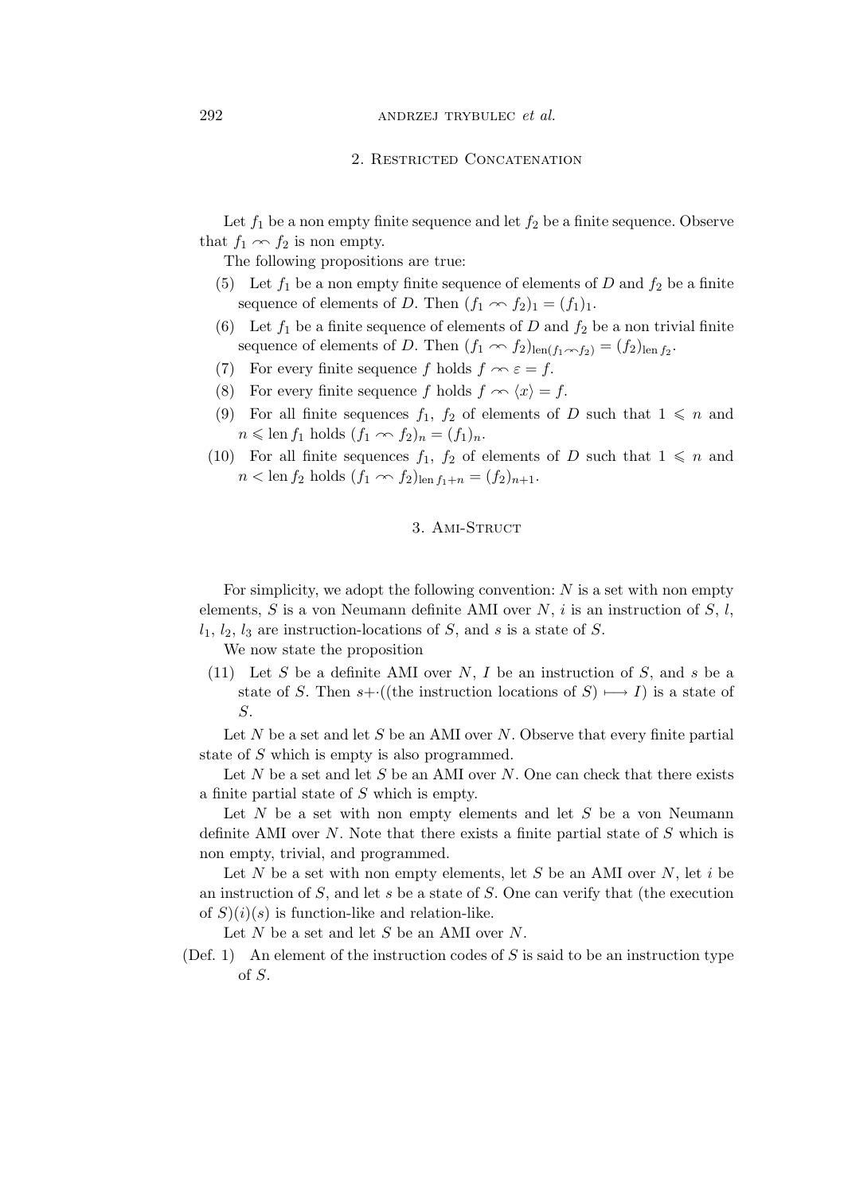## 2. Restricted Concatenation

Let $f_1$ be a non empty finite sequence and let $f_2$ be a finite sequence. Observe that $f_1 \frown f_2$ is non empty.

The following propositions are true:

(5) Let $f_1$ be a non empty finite sequence of elements of $D$ and $f_2$ be a finite sequence of elements of $D$. Then $(f_1 \frown f_2)_1 = (f_1)_1$.

(6) Let $f_1$ be a finite sequence of elements of $D$ and $f_2$ be a non trivial finite sequence of elements of $D$. Then $(f_1 \frown f_2)_{\mathrm{len}(f_1 \frown f_2)} = (f_2)_{\mathrm{len}\, f_2}$.

(7) For every finite sequence $f$ holds $f \frown \varepsilon = f$.

(8) For every finite sequence $f$ holds $f \frown \langle x \rangle = f$.

(9) For all finite sequences $f_1$, $f_2$ of elements of $D$ such that $1 \leqslant n$ and $n \leqslant \mathrm{len}\, f_1$ holds $(f_1 \frown f_2)_n = (f_1)_n$.

(10) For all finite sequences $f_1$, $f_2$ of elements of $D$ such that $1 \leqslant n$ and $n < \mathrm{len}\, f_2$ holds $(f_1 \frown f_2)_{\mathrm{len}\, f_1 + n} = (f_2)_{n+1}$.

## 3. Ami-Struct

For simplicity, we adopt the following convention: $N$ is a set with non empty elements, $S$ is a von Neumann definite AMI over $N$, $i$ is an instruction of $S$, $l$, $l_1$, $l_2$, $l_3$ are instruction-locations of $S$, and $s$ is a state of $S$.

We now state the proposition

(11) Let $S$ be a definite AMI over $N$, $I$ be an instruction of $S$, and $s$ be a state of $S$. Then $s + \cdot$((the instruction locations of $S$) $\longmapsto I$) is a state of $S$.

Let $N$ be a set and let $S$ be an AMI over $N$. Observe that every finite partial state of $S$ which is empty is also programmed.

Let $N$ be a set and let $S$ be an AMI over $N$. One can check that there exists a finite partial state of $S$ which is empty.

Let $N$ be a set with non empty elements and let $S$ be a von Neumann definite AMI over $N$. Note that there exists a finite partial state of $S$ which is non empty, trivial, and programmed.

Let $N$ be a set with non empty elements, let $S$ be an AMI over $N$, let $i$ be an instruction of $S$, and let $s$ be a state of $S$. One can verify that (the execution of $S$)$(i)(s)$ is function-like and relation-like.

Let $N$ be a set and let $S$ be an AMI over $N$.

(Def. 1) An element of the instruction codes of $S$ is said to be an instruction type of $S$.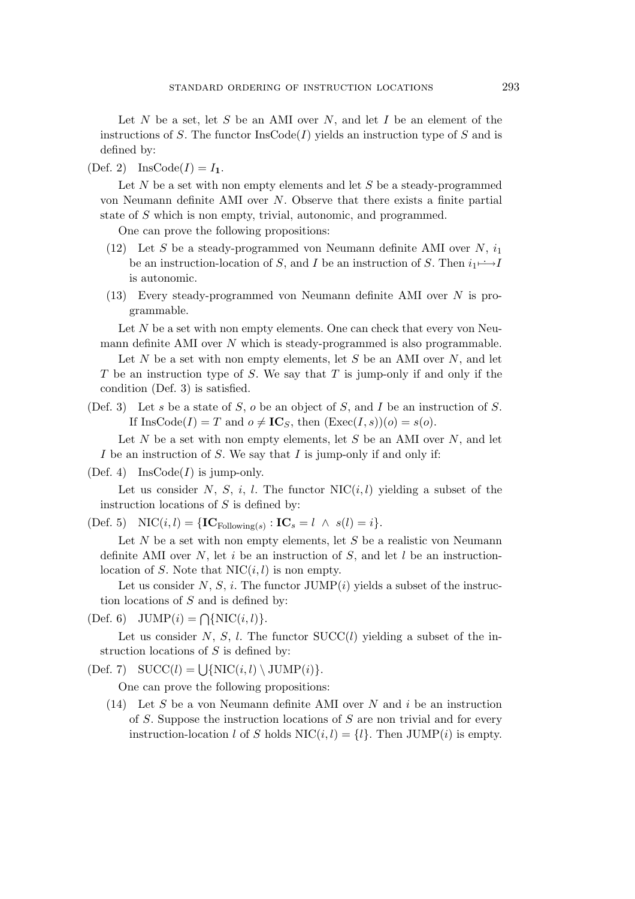Let $N$ be a set, let $S$ be an AMI over $N$, and let $I$ be an element of the instructions of $S$. The functor $\mathrm{InsCode}(I)$ yields an instruction type of $S$ and is defined by:

(Def. 2) $\mathrm{InsCode}(I) = I_{\mathbf{1}}$.

Let $N$ be a set with non empty elements and let $S$ be a steady-programmed von Neumann definite AMI over $N$. Observe that there exists a finite partial state of $S$ which is non empty, trivial, autonomic, and programmed.

One can prove the following propositions:

(12) Let $S$ be a steady-programmed von Neumann definite AMI over $N$, $i_1$ be an instruction-location of $S$, and $I$ be an instruction of $S$. Then $i_1 \mapsto I$ is autonomic.

(13) Every steady-programmed von Neumann definite AMI over $N$ is programmable.

Let $N$ be a set with non empty elements. One can check that every von Neumann definite AMI over $N$ which is steady-programmed is also programmable.

Let $N$ be a set with non empty elements, let $S$ be an AMI over $N$, and let $T$ be an instruction type of $S$. We say that $T$ is jump-only if and only if the condition (Def. 3) is satisfied.

(Def. 3) Let $s$ be a state of $S$, $o$ be an object of $S$, and $I$ be an instruction of $S$. If $\mathrm{InsCode}(I) = T$ and $o \neq \mathbf{IC}_S$, then $(\mathrm{Exec}(I, s))(o) = s(o)$.

Let $N$ be a set with non empty elements, let $S$ be an AMI over $N$, and let $I$ be an instruction of $S$. We say that $I$ is jump-only if and only if:

(Def. 4) $\mathrm{InsCode}(I)$ is jump-only.

Let us consider $N$, $S$, $i$, $l$. The functor $\mathrm{NIC}(i, l)$ yielding a subset of the instruction locations of $S$ is defined by:

(Def. 5) $\mathrm{NIC}(i, l) = \{\mathbf{IC}_{\mathrm{Following}(s)} : \mathbf{IC}_s = l \ \wedge \ s(l) = i\}$.

Let $N$ be a set with non empty elements, let $S$ be a realistic von Neumann definite AMI over $N$, let $i$ be an instruction of $S$, and let $l$ be an instruction-location of $S$. Note that $\mathrm{NIC}(i, l)$ is non empty.

Let us consider $N$, $S$, $i$. The functor $\mathrm{JUMP}(i)$ yields a subset of the instruction locations of $S$ and is defined by:

(Def. 6) $\mathrm{JUMP}(i) = \bigcap\{\mathrm{NIC}(i, l)\}$.

Let us consider $N$, $S$, $l$. The functor $\mathrm{SUCC}(l)$ yielding a subset of the instruction locations of $S$ is defined by:

(Def. 7) $\mathrm{SUCC}(l) = \bigcup\{\mathrm{NIC}(i, l) \setminus \mathrm{JUMP}(i)\}$.

One can prove the following propositions:

(14) Let $S$ be a von Neumann definite AMI over $N$ and $i$ be an instruction of $S$. Suppose the instruction locations of $S$ are non trivial and for every instruction-location $l$ of $S$ holds $\mathrm{NIC}(i, l) = \{l\}$. Then $\mathrm{JUMP}(i)$ is empty.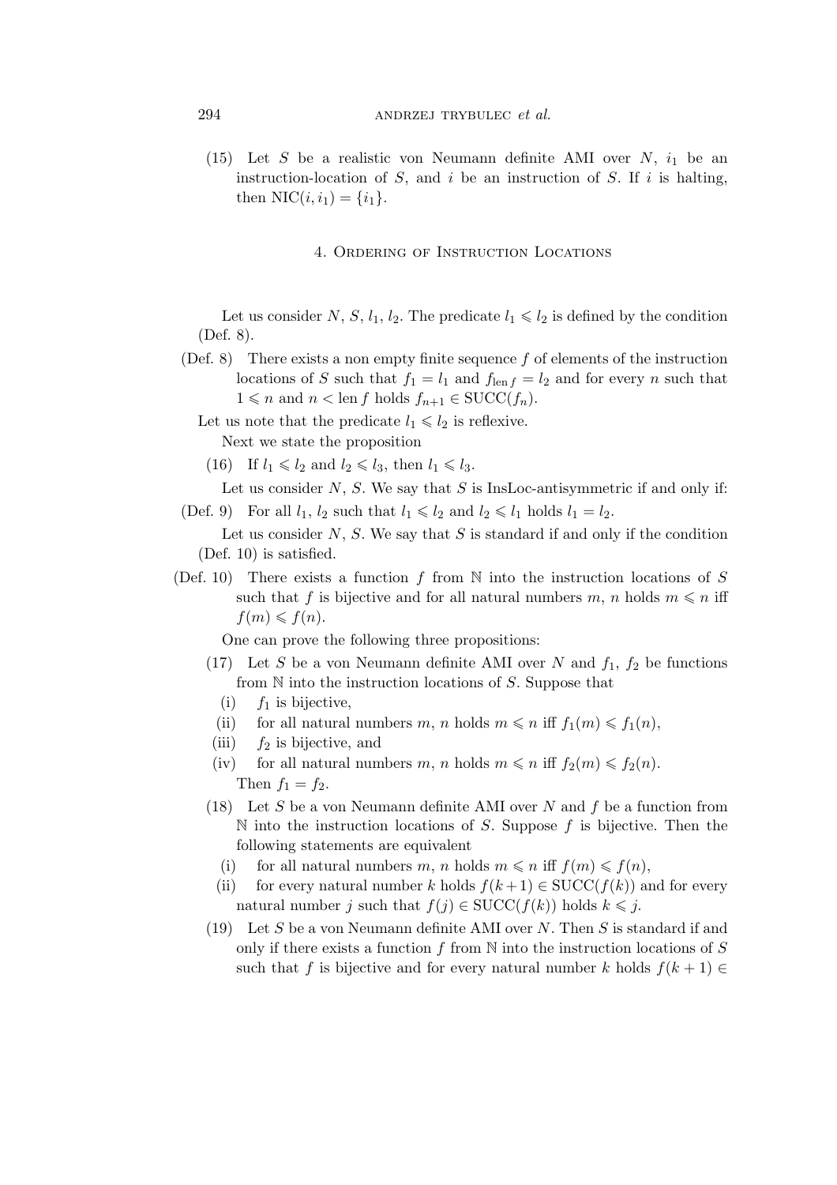(15) Let $S$ be a realistic von Neumann definite AMI over $N$, $i_1$ be an instruction-location of $S$, and $i$ be an instruction of $S$. If $i$ is halting, then $\mathrm{NIC}(i, i_1) = \{i_1\}$.

## 4. Ordering of Instruction Locations

Let us consider $N$, $S$, $l_1$, $l_2$. The predicate $l_1 \leqslant l_2$ is defined by the condition (Def. 8).

(Def. 8) There exists a non empty finite sequence $f$ of elements of the instruction locations of $S$ such that $f_1 = l_1$ and $f_{\mathrm{len}\, f} = l_2$ and for every $n$ such that $1 \leqslant n$ and $n < \mathrm{len}\, f$ holds $f_{n+1} \in \mathrm{SUCC}(f_n)$.

Let us note that the predicate $l_1 \leqslant l_2$ is reflexive.

Next we state the proposition

(16) If $l_1 \leqslant l_2$ and $l_2 \leqslant l_3$, then $l_1 \leqslant l_3$.

Let us consider $N$, $S$. We say that $S$ is InsLoc-antisymmetric if and only if:

(Def. 9) For all $l_1$, $l_2$ such that $l_1 \leqslant l_2$ and $l_2 \leqslant l_1$ holds $l_1 = l_2$.

Let us consider $N$, $S$. We say that $S$ is standard if and only if the condition (Def. 10) is satisfied.

(Def. 10) There exists a function $f$ from $\mathbb{N}$ into the instruction locations of $S$ such that $f$ is bijective and for all natural numbers $m$, $n$ holds $m \leqslant n$ iff $f(m) \leqslant f(n)$.

One can prove the following three propositions:

(17) Let $S$ be a von Neumann definite AMI over $N$ and $f_1$, $f_2$ be functions from $\mathbb{N}$ into the instruction locations of $S$. Suppose that
  - (i) $f_1$ is bijective,
  - (ii) for all natural numbers $m$, $n$ holds $m \leqslant n$ iff $f_1(m) \leqslant f_1(n)$,
  - (iii) $f_2$ is bijective, and
  - (iv) for all natural numbers $m$, $n$ holds $m \leqslant n$ iff $f_2(m) \leqslant f_2(n)$.

  Then $f_1 = f_2$.

(18) Let $S$ be a von Neumann definite AMI over $N$ and $f$ be a function from $\mathbb{N}$ into the instruction locations of $S$. Suppose $f$ is bijective. Then the following statements are equivalent
  - (i) for all natural numbers $m$, $n$ holds $m \leqslant n$ iff $f(m) \leqslant f(n)$,
  - (ii) for every natural number $k$ holds $f(k+1) \in \mathrm{SUCC}(f(k))$ and for every natural number $j$ such that $f(j) \in \mathrm{SUCC}(f(k))$ holds $k \leqslant j$.

(19) Let $S$ be a von Neumann definite AMI over $N$. Then $S$ is standard if and only if there exists a function $f$ from $\mathbb{N}$ into the instruction locations of $S$ such that $f$ is bijective and for every natural number $k$ holds $f(k + 1) \in$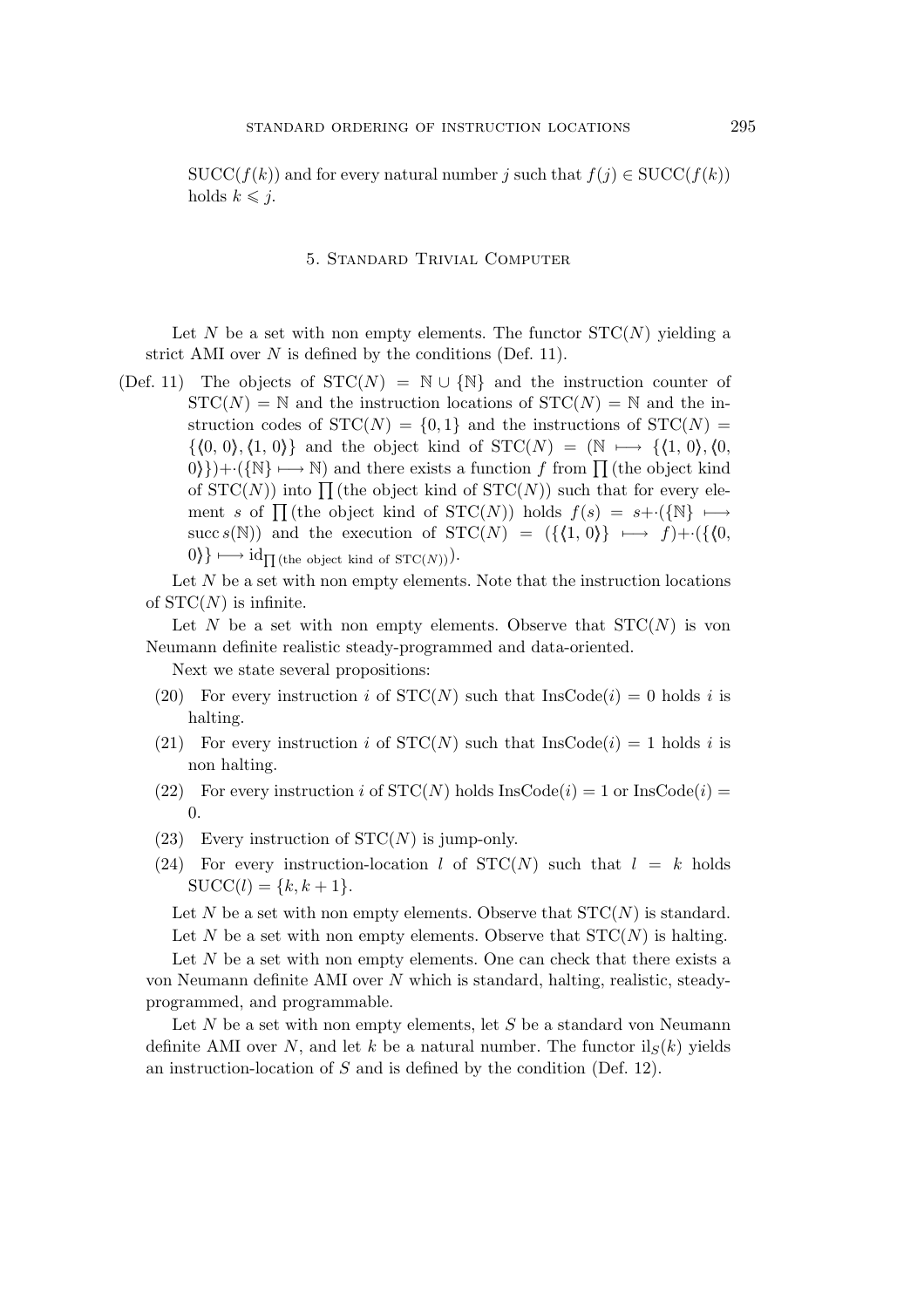$\mathrm{SUCC}(f(k))$ and for every natural number $j$ such that $f(j) \in \mathrm{SUCC}(f(k))$ holds $k \leqslant j$.

## 5. Standard Trivial Computer

Let $N$ be a set with non empty elements. The functor $\mathrm{STC}(N)$ yielding a strict AMI over $N$ is defined by the conditions (Def. 11).

(Def. 11) The objects of $\mathrm{STC}(N) = \mathbb{N} \cup \{\mathbb{N}\}$ and the instruction counter of $\mathrm{STC}(N) = \mathbb{N}$ and the instruction locations of $\mathrm{STC}(N) = \mathbb{N}$ and the instruction codes of $\mathrm{STC}(N) = \{0, 1\}$ and the instructions of $\mathrm{STC}(N) = \{\langle 0, 0\rangle, \langle 1, 0\rangle\}$ and the object kind of $\mathrm{STC}(N) = (\mathbb{N} \longmapsto \{\langle 1, 0\rangle, \langle 0, 0\rangle\}) {+\cdot} (\{\mathbb{N}\} \longmapsto \mathbb{N})$ and there exists a function $f$ from $\prod$(the object kind of $\mathrm{STC}(N)$) into $\prod$(the object kind of $\mathrm{STC}(N)$) such that for every element $s$ of $\prod$(the object kind of $\mathrm{STC}(N)$) holds $f(s) = s {+\cdot} (\{\mathbb{N}\} \longmapsto \mathrm{succ}\, s(\mathbb{N}))$ and the execution of $\mathrm{STC}(N) = (\{\langle 1, 0\rangle\} \longmapsto f) {+\cdot} (\{\langle 0, 0\rangle\} \longmapsto \mathrm{id}_{\prod(\text{the object kind of } \mathrm{STC}(N))})$.

Let $N$ be a set with non empty elements. Note that the instruction locations of $\mathrm{STC}(N)$ is infinite.

Let $N$ be a set with non empty elements. Observe that $\mathrm{STC}(N)$ is von Neumann definite realistic steady-programmed and data-oriented.

Next we state several propositions:

(20) For every instruction $i$ of $\mathrm{STC}(N)$ such that $\mathrm{InsCode}(i) = 0$ holds $i$ is halting.

(21) For every instruction $i$ of $\mathrm{STC}(N)$ such that $\mathrm{InsCode}(i) = 1$ holds $i$ is non halting.

(22) For every instruction $i$ of $\mathrm{STC}(N)$ holds $\mathrm{InsCode}(i) = 1$ or $\mathrm{InsCode}(i) = 0$.

(23) Every instruction of $\mathrm{STC}(N)$ is jump-only.

(24) For every instruction-location $l$ of $\mathrm{STC}(N)$ such that $l = k$ holds $\mathrm{SUCC}(l) = \{k, k + 1\}$.

Let $N$ be a set with non empty elements. Observe that $\mathrm{STC}(N)$ is standard.

Let $N$ be a set with non empty elements. Observe that $\mathrm{STC}(N)$ is halting.

Let $N$ be a set with non empty elements. One can check that there exists a von Neumann definite AMI over $N$ which is standard, halting, realistic, steady-programmed, and programmable.

Let $N$ be a set with non empty elements, let $S$ be a standard von Neumann definite AMI over $N$, and let $k$ be a natural number. The functor $\mathrm{il}_S(k)$ yields an instruction-location of $S$ and is defined by the condition (Def. 12).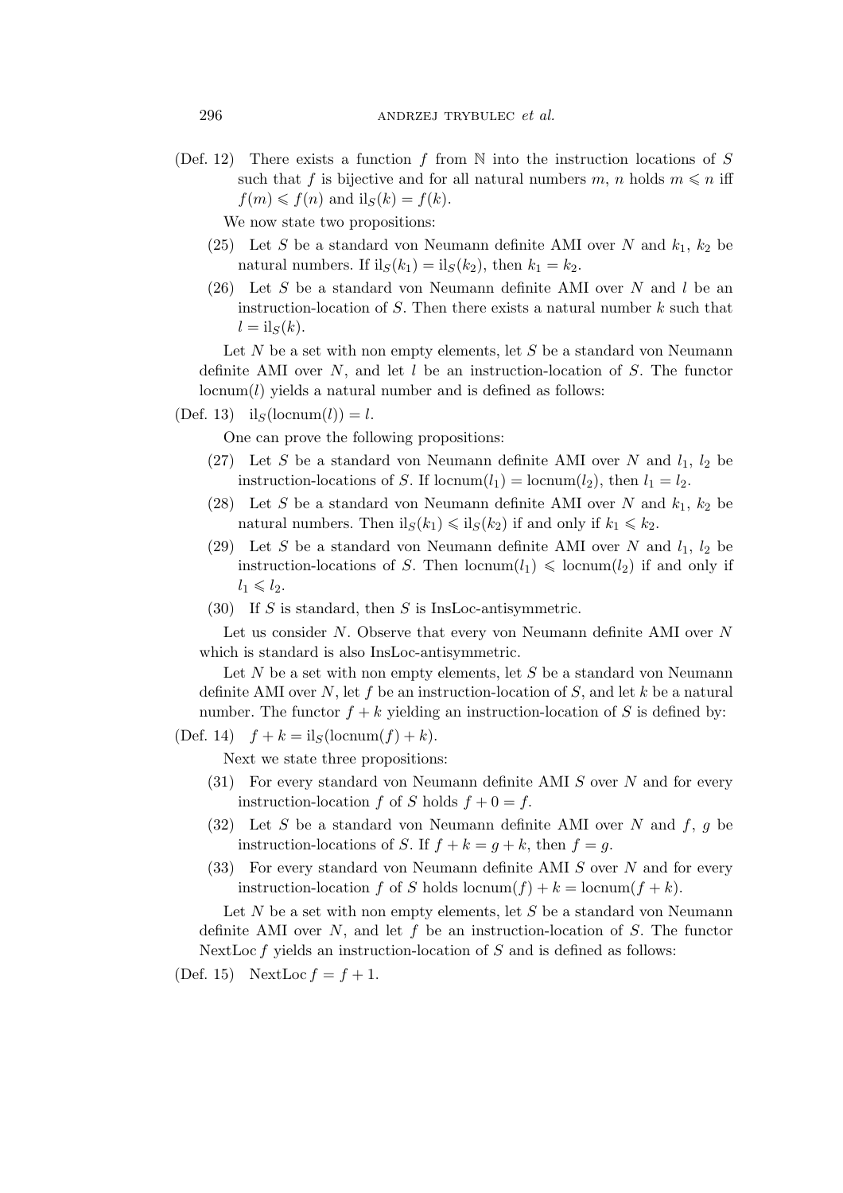(Def. 12) There exists a function $f$ from $\mathbb{N}$ into the instruction locations of $S$ such that $f$ is bijective and for all natural numbers $m$, $n$ holds $m \leqslant n$ iff $f(m) \leqslant f(n)$ and $\mathrm{il}_S(k) = f(k)$.

We now state two propositions:

(25) Let $S$ be a standard von Neumann definite AMI over $N$ and $k_1$, $k_2$ be natural numbers. If $\mathrm{il}_S(k_1) = \mathrm{il}_S(k_2)$, then $k_1 = k_2$.

(26) Let $S$ be a standard von Neumann definite AMI over $N$ and $l$ be an instruction-location of $S$. Then there exists a natural number $k$ such that $l = \mathrm{il}_S(k)$.

Let $N$ be a set with non empty elements, let $S$ be a standard von Neumann definite AMI over $N$, and let $l$ be an instruction-location of $S$. The functor $\mathrm{locnum}(l)$ yields a natural number and is defined as follows:

(Def. 13) $\mathrm{il}_S(\mathrm{locnum}(l)) = l$.

One can prove the following propositions:

(27) Let $S$ be a standard von Neumann definite AMI over $N$ and $l_1$, $l_2$ be instruction-locations of $S$. If $\mathrm{locnum}(l_1) = \mathrm{locnum}(l_2)$, then $l_1 = l_2$.

(28) Let $S$ be a standard von Neumann definite AMI over $N$ and $k_1$, $k_2$ be natural numbers. Then $\mathrm{il}_S(k_1) \leqslant \mathrm{il}_S(k_2)$ if and only if $k_1 \leqslant k_2$.

(29) Let $S$ be a standard von Neumann definite AMI over $N$ and $l_1$, $l_2$ be instruction-locations of $S$. Then $\mathrm{locnum}(l_1) \leqslant \mathrm{locnum}(l_2)$ if and only if $l_1 \leqslant l_2$.

(30) If $S$ is standard, then $S$ is InsLoc-antisymmetric.

Let us consider $N$. Observe that every von Neumann definite AMI over $N$ which is standard is also InsLoc-antisymmetric.

Let $N$ be a set with non empty elements, let $S$ be a standard von Neumann definite AMI over $N$, let $f$ be an instruction-location of $S$, and let $k$ be a natural number. The functor $f + k$ yielding an instruction-location of $S$ is defined by:

(Def. 14) $f + k = \mathrm{il}_S(\mathrm{locnum}(f) + k)$.

Next we state three propositions:

(31) For every standard von Neumann definite AMI $S$ over $N$ and for every instruction-location $f$ of $S$ holds $f + 0 = f$.

(32) Let $S$ be a standard von Neumann definite AMI over $N$ and $f$, $g$ be instruction-locations of $S$. If $f + k = g + k$, then $f = g$.

(33) For every standard von Neumann definite AMI $S$ over $N$ and for every instruction-location $f$ of $S$ holds $\mathrm{locnum}(f) + k = \mathrm{locnum}(f + k)$.

Let $N$ be a set with non empty elements, let $S$ be a standard von Neumann definite AMI over $N$, and let $f$ be an instruction-location of $S$. The functor $\mathrm{NextLoc}\, f$ yields an instruction-location of $S$ and is defined as follows:

(Def. 15) $\mathrm{NextLoc}\, f = f + 1$.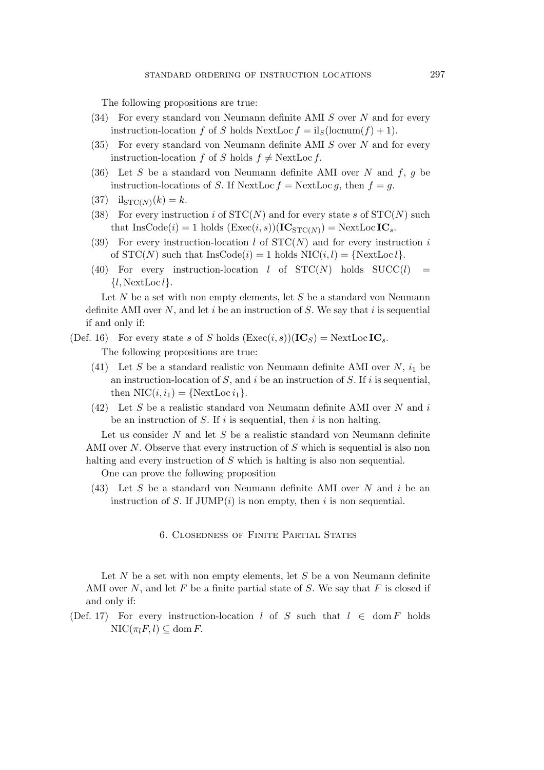The following propositions are true:

(34) For every standard von Neumann definite AMI $S$ over $N$ and for every instruction-location $f$ of $S$ holds $\mathrm{NextLoc}\, f = \mathrm{il}_S(\mathrm{locnum}(f) + 1)$.

(35) For every standard von Neumann definite AMI $S$ over $N$ and for every instruction-location $f$ of $S$ holds $f \neq \mathrm{NextLoc}\, f$.

(36) Let $S$ be a standard von Neumann definite AMI over $N$ and $f$, $g$ be instruction-locations of $S$. If $\mathrm{NextLoc}\, f = \mathrm{NextLoc}\, g$, then $f = g$.

(37) $\mathrm{il}_{\mathrm{STC}(N)}(k) = k$.

(38) For every instruction $i$ of $\mathrm{STC}(N)$ and for every state $s$ of $\mathrm{STC}(N)$ such that $\mathrm{InsCode}(i) = 1$ holds $(\mathrm{Exec}(i, s))(\mathbf{IC}_{\mathrm{STC}(N)}) = \mathrm{NextLoc}\, \mathbf{IC}_s$.

(39) For every instruction-location $l$ of $\mathrm{STC}(N)$ and for every instruction $i$ of $\mathrm{STC}(N)$ such that $\mathrm{InsCode}(i) = 1$ holds $\mathrm{NIC}(i, l) = \{\mathrm{NextLoc}\, l\}$.

(40) For every instruction-location $l$ of $\mathrm{STC}(N)$ holds $\mathrm{SUCC}(l) = \{l, \mathrm{NextLoc}\, l\}$.

Let $N$ be a set with non empty elements, let $S$ be a standard von Neumann definite AMI over $N$, and let $i$ be an instruction of $S$. We say that $i$ is sequential if and only if:

(Def. 16) For every state $s$ of $S$ holds $(\mathrm{Exec}(i, s))(\mathbf{IC}_S) = \mathrm{NextLoc}\, \mathbf{IC}_s$.

The following propositions are true:

(41) Let $S$ be a standard realistic von Neumann definite AMI over $N$, $i_1$ be an instruction-location of $S$, and $i$ be an instruction of $S$. If $i$ is sequential, then $\mathrm{NIC}(i, i_1) = \{\mathrm{NextLoc}\, i_1\}$.

(42) Let $S$ be a realistic standard von Neumann definite AMI over $N$ and $i$ be an instruction of $S$. If $i$ is sequential, then $i$ is non halting.

Let us consider $N$ and let $S$ be a realistic standard von Neumann definite AMI over $N$. Observe that every instruction of $S$ which is sequential is also non halting and every instruction of $S$ which is halting is also non sequential.

One can prove the following proposition

(43) Let $S$ be a standard von Neumann definite AMI over $N$ and $i$ be an instruction of $S$. If $\mathrm{JUMP}(i)$ is non empty, then $i$ is non sequential.

## 6. Closedness of Finite Partial States

Let $N$ be a set with non empty elements, let $S$ be a von Neumann definite AMI over $N$, and let $F$ be a finite partial state of $S$. We say that $F$ is closed if and only if:

(Def. 17) For every instruction-location $l$ of $S$ such that $l \in \mathrm{dom}\, F$ holds $\mathrm{NIC}(\pi_l F, l) \subseteq \mathrm{dom}\, F$.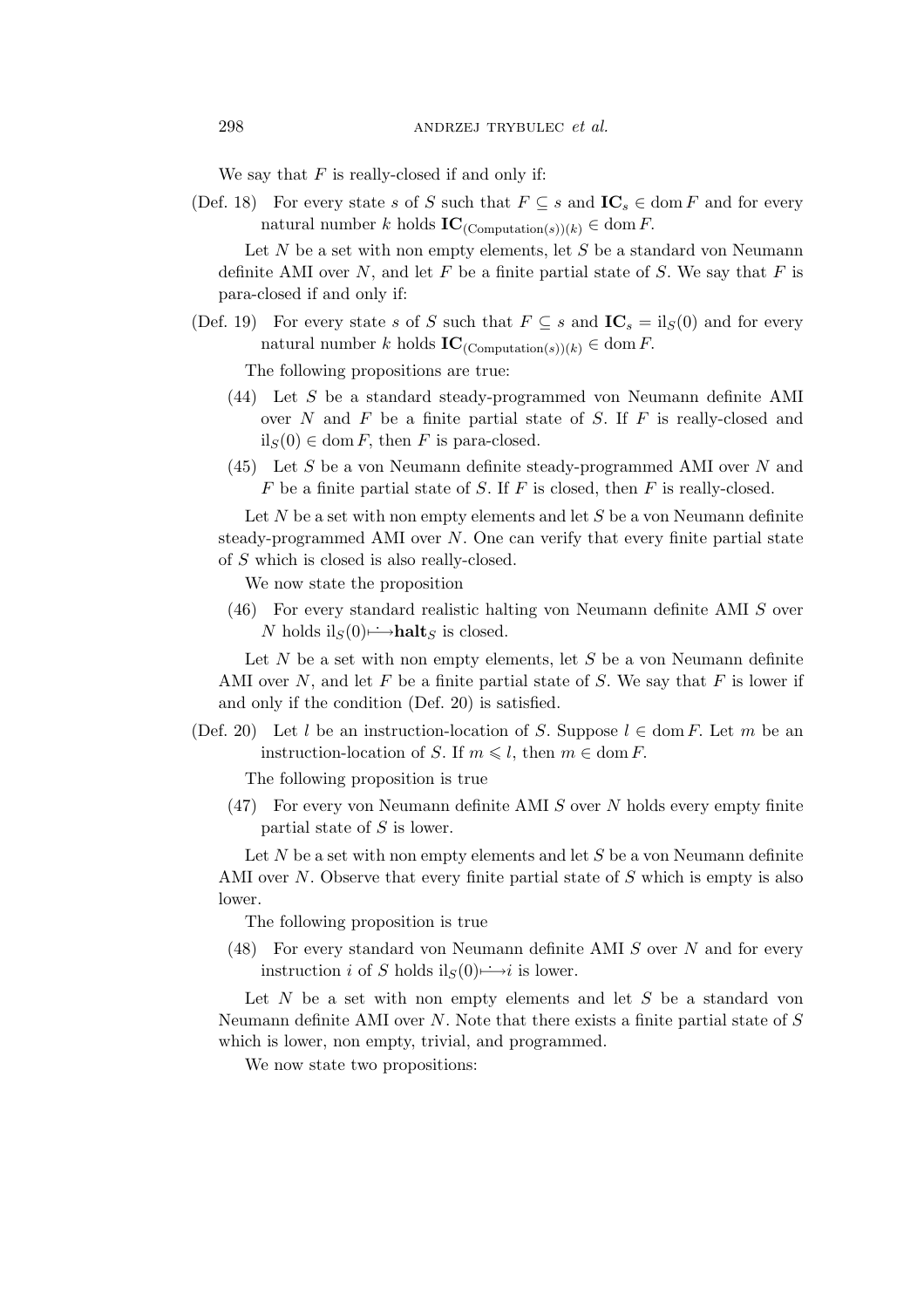We say that $F$ is really-closed if and only if:

(Def. 18) For every state $s$ of $S$ such that $F \subseteq s$ and $\mathbf{IC}_s \in \operatorname{dom} F$ and for every natural number $k$ holds $\mathbf{IC}_{(\text{Computation}(s))(k)} \in \operatorname{dom} F$.

Let $N$ be a set with non empty elements, let $S$ be a standard von Neumann definite AMI over $N$, and let $F$ be a finite partial state of $S$. We say that $F$ is para-closed if and only if:

(Def. 19) For every state $s$ of $S$ such that $F \subseteq s$ and $\mathbf{IC}_s = \mathrm{il}_S(0)$ and for every natural number $k$ holds $\mathbf{IC}_{(\text{Computation}(s))(k)} \in \operatorname{dom} F$.

The following propositions are true:

(44) Let $S$ be a standard steady-programmed von Neumann definite AMI over $N$ and $F$ be a finite partial state of $S$. If $F$ is really-closed and $\mathrm{il}_S(0) \in \operatorname{dom} F$, then $F$ is para-closed.

(45) Let $S$ be a von Neumann definite steady-programmed AMI over $N$ and $F$ be a finite partial state of $S$. If $F$ is closed, then $F$ is really-closed.

Let $N$ be a set with non empty elements and let $S$ be a von Neumann definite steady-programmed AMI over $N$. One can verify that every finite partial state of $S$ which is closed is also really-closed.

We now state the proposition

(46) For every standard realistic halting von Neumann definite AMI $S$ over $N$ holds $\mathrm{il}_S(0) \dot{\longmapsto} \mathbf{halt}_S$ is closed.

Let $N$ be a set with non empty elements, let $S$ be a von Neumann definite AMI over $N$, and let $F$ be a finite partial state of $S$. We say that $F$ is lower if and only if the condition (Def. 20) is satisfied.

(Def. 20) Let $l$ be an instruction-location of $S$. Suppose $l \in \operatorname{dom} F$. Let $m$ be an instruction-location of $S$. If $m \leqslant l$, then $m \in \operatorname{dom} F$.

The following proposition is true

(47) For every von Neumann definite AMI $S$ over $N$ holds every empty finite partial state of $S$ is lower.

Let $N$ be a set with non empty elements and let $S$ be a von Neumann definite AMI over $N$. Observe that every finite partial state of $S$ which is empty is also lower.

The following proposition is true

(48) For every standard von Neumann definite AMI $S$ over $N$ and for every instruction $i$ of $S$ holds $\mathrm{il}_S(0) \dot{\longmapsto} i$ is lower.

Let $N$ be a set with non empty elements and let $S$ be a standard von Neumann definite AMI over $N$. Note that there exists a finite partial state of $S$ which is lower, non empty, trivial, and programmed.

We now state two propositions: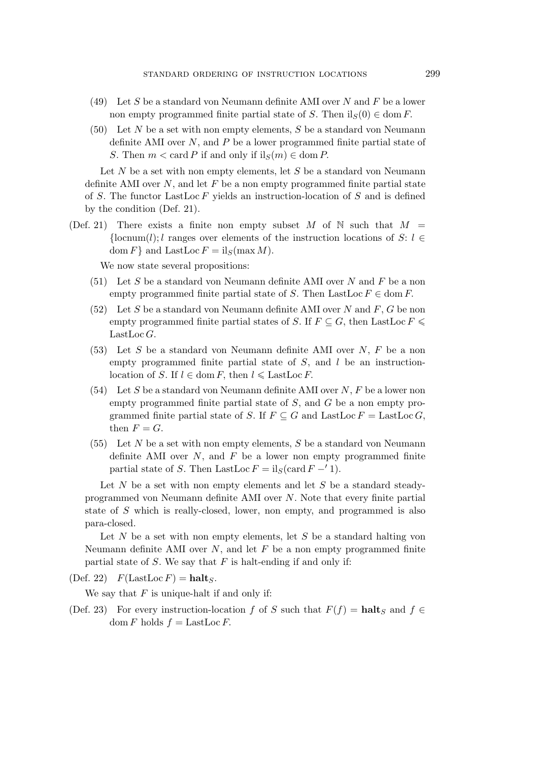(49) Let $S$ be a standard von Neumann definite AMI over $N$ and $F$ be a lower non empty programmed finite partial state of $S$. Then $\mathrm{il}_S(0) \in \mathrm{dom}\, F$.

(50) Let $N$ be a set with non empty elements, $S$ be a standard von Neumann definite AMI over $N$, and $P$ be a lower programmed finite partial state of $S$. Then $m < \mathrm{card}\, P$ if and only if $\mathrm{il}_S(m) \in \mathrm{dom}\, P$.

Let $N$ be a set with non empty elements, let $S$ be a standard von Neumann definite AMI over $N$, and let $F$ be a non empty programmed finite partial state of $S$. The functor $\mathrm{LastLoc}\, F$ yields an instruction-location of $S$ and is defined by the condition (Def. 21).

(Def. 21) There exists a finite non empty subset $M$ of $\mathbb{N}$ such that $M = \{\mathrm{locnum}(l); l$ ranges over elements of the instruction locations of $S$: $l \in \mathrm{dom}\, F\}$ and $\mathrm{LastLoc}\, F = \mathrm{il}_S(\max M)$.

We now state several propositions:

(51) Let $S$ be a standard von Neumann definite AMI over $N$ and $F$ be a non empty programmed finite partial state of $S$. Then $\mathrm{LastLoc}\, F \in \mathrm{dom}\, F$.

(52) Let $S$ be a standard von Neumann definite AMI over $N$ and $F$, $G$ be non empty programmed finite partial states of $S$. If $F \subseteq G$, then $\mathrm{LastLoc}\, F \leqslant \mathrm{LastLoc}\, G$.

(53) Let $S$ be a standard von Neumann definite AMI over $N$, $F$ be a non empty programmed finite partial state of $S$, and $l$ be an instruction-location of $S$. If $l \in \mathrm{dom}\, F$, then $l \leqslant \mathrm{LastLoc}\, F$.

(54) Let $S$ be a standard von Neumann definite AMI over $N$, $F$ be a lower non empty programmed finite partial state of $S$, and $G$ be a non empty programmed finite partial state of $S$. If $F \subseteq G$ and $\mathrm{LastLoc}\, F = \mathrm{LastLoc}\, G$, then $F = G$.

(55) Let $N$ be a set with non empty elements, $S$ be a standard von Neumann definite AMI over $N$, and $F$ be a lower non empty programmed finite partial state of $S$. Then $\mathrm{LastLoc}\, F = \mathrm{il}_S(\mathrm{card}\, F -' 1)$.

Let $N$ be a set with non empty elements and let $S$ be a standard steady-programmed von Neumann definite AMI over $N$. Note that every finite partial state of $S$ which is really-closed, lower, non empty, and programmed is also para-closed.

Let $N$ be a set with non empty elements, let $S$ be a standard halting von Neumann definite AMI over $N$, and let $F$ be a non empty programmed finite partial state of $S$. We say that $F$ is halt-ending if and only if:

(Def. 22) $F(\mathrm{LastLoc}\, F) = \mathbf{halt}_S$.

We say that $F$ is unique-halt if and only if:

(Def. 23) For every instruction-location $f$ of $S$ such that $F(f) = \mathbf{halt}_S$ and $f \in \mathrm{dom}\, F$ holds $f = \mathrm{LastLoc}\, F$.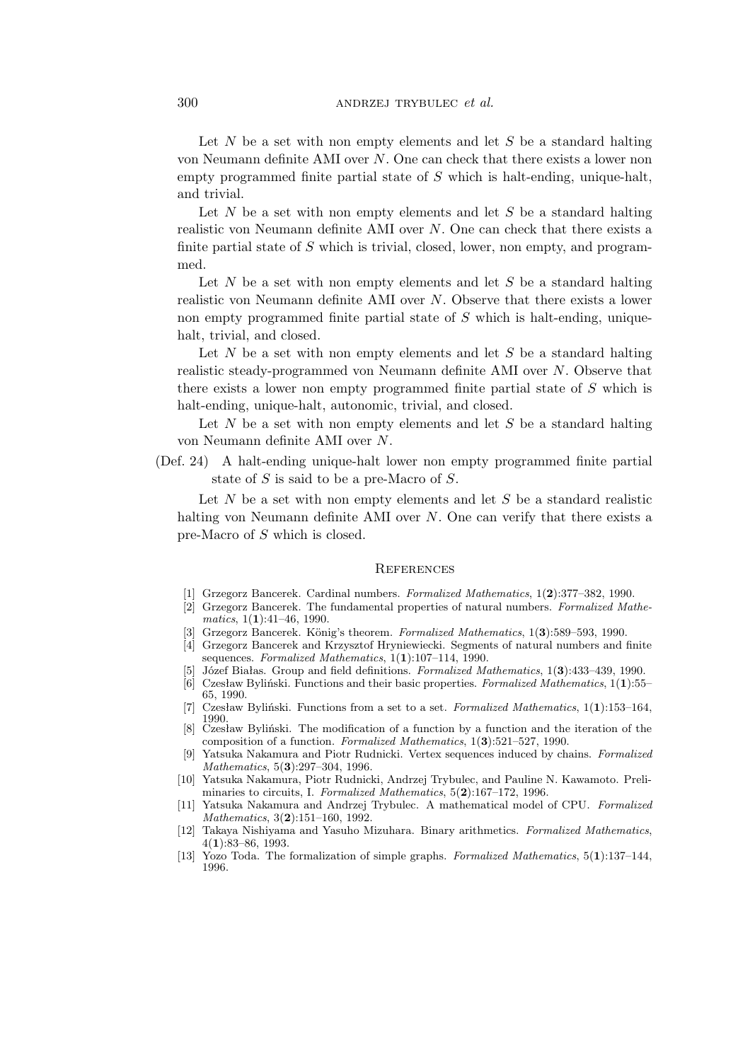Let $N$ be a set with non empty elements and let $S$ be a standard halting von Neumann definite AMI over $N$. One can check that there exists a lower non empty programmed finite partial state of $S$ which is halt-ending, unique-halt, and trivial.

Let $N$ be a set with non empty elements and let $S$ be a standard halting realistic von Neumann definite AMI over $N$. One can check that there exists a finite partial state of $S$ which is trivial, closed, lower, non empty, and programmed.

Let $N$ be a set with non empty elements and let $S$ be a standard halting realistic von Neumann definite AMI over $N$. Observe that there exists a lower non empty programmed finite partial state of $S$ which is halt-ending, unique-halt, trivial, and closed.

Let $N$ be a set with non empty elements and let $S$ be a standard halting realistic steady-programmed von Neumann definite AMI over $N$. Observe that there exists a lower non empty programmed finite partial state of $S$ which is halt-ending, unique-halt, autonomic, trivial, and closed.

Let $N$ be a set with non empty elements and let $S$ be a standard halting von Neumann definite AMI over $N$.

(Def. 24) A halt-ending unique-halt lower non empty programmed finite partial state of $S$ is said to be a pre-Macro of $S$.

Let $N$ be a set with non empty elements and let $S$ be a standard realistic halting von Neumann definite AMI over $N$. One can verify that there exists a pre-Macro of $S$ which is closed.

## References

[1] Grzegorz Bancerek. Cardinal numbers. *Formalized Mathematics*, 1(**2**):377–382, 1990.

[2] Grzegorz Bancerek. The fundamental properties of natural numbers. *Formalized Mathematics*, 1(**1**):41–46, 1990.

[3] Grzegorz Bancerek. König's theorem. *Formalized Mathematics*, 1(**3**):589–593, 1990.

[4] Grzegorz Bancerek and Krzysztof Hryniewiecki. Segments of natural numbers and finite sequences. *Formalized Mathematics*, 1(**1**):107–114, 1990.

[5] Józef Białas. Group and field definitions. *Formalized Mathematics*, 1(**3**):433–439, 1990.

[6] Czesław Byliński. Functions and their basic properties. *Formalized Mathematics*, 1(**1**):55–65, 1990.

[7] Czesław Byliński. Functions from a set to a set. *Formalized Mathematics*, 1(**1**):153–164, 1990.

[8] Czesław Byliński. The modification of a function by a function and the iteration of the composition of a function. *Formalized Mathematics*, 1(**3**):521–527, 1990.

[9] Yatsuka Nakamura and Piotr Rudnicki. Vertex sequences induced by chains. *Formalized Mathematics*, 5(**3**):297–304, 1996.

[10] Yatsuka Nakamura, Piotr Rudnicki, Andrzej Trybulec, and Pauline N. Kawamoto. Preliminaries to circuits, I. *Formalized Mathematics*, 5(**2**):167–172, 1996.

[11] Yatsuka Nakamura and Andrzej Trybulec. A mathematical model of CPU. *Formalized Mathematics*, 3(**2**):151–160, 1992.

[12] Takaya Nishiyama and Yasuho Mizuhara. Binary arithmetics. *Formalized Mathematics*, 4(**1**):83–86, 1993.

[13] Yozo Toda. The formalization of simple graphs. *Formalized Mathematics*, 5(**1**):137–144, 1996.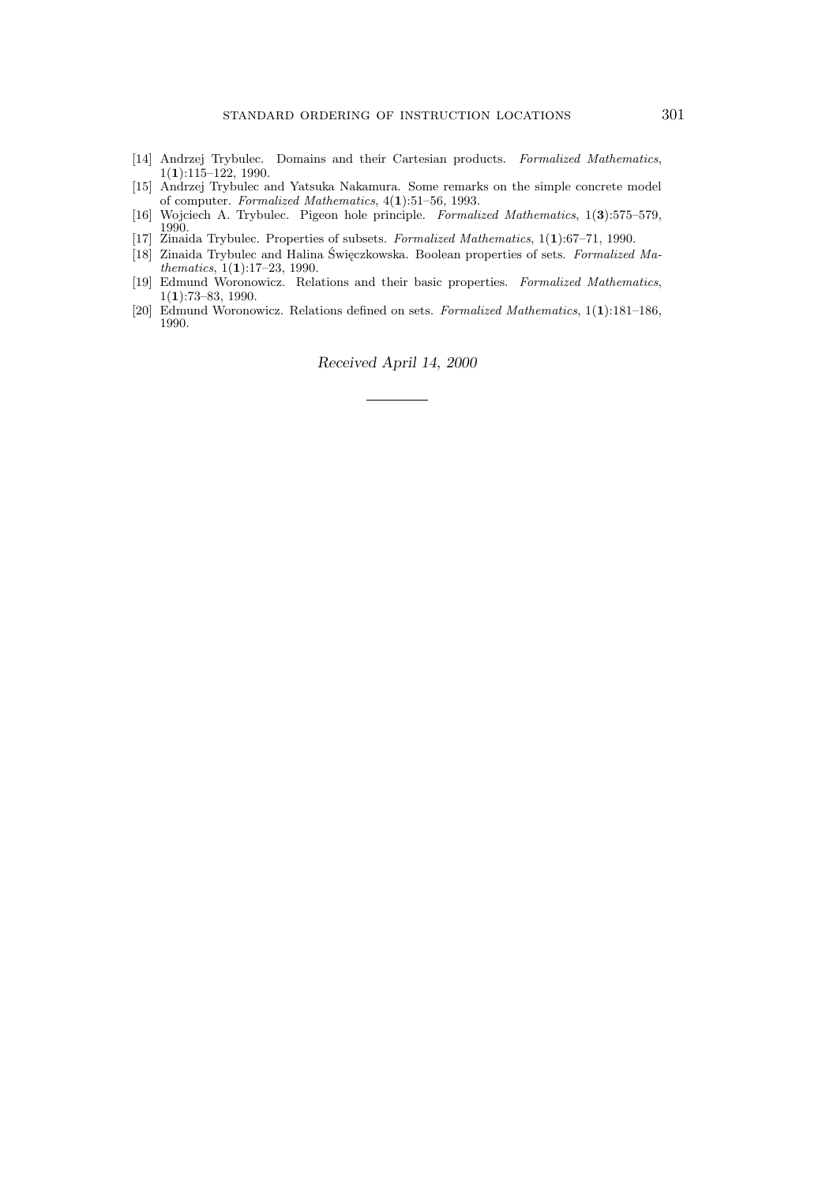[14] Andrzej Trybulec. Domains and their Cartesian products. *Formalized Mathematics*, 1(**1**):115–122, 1990.

[15] Andrzej Trybulec and Yatsuka Nakamura. Some remarks on the simple concrete model of computer. *Formalized Mathematics*, 4(**1**):51–56, 1993.

[16] Wojciech A. Trybulec. Pigeon hole principle. *Formalized Mathematics*, 1(**3**):575–579, 1990.

[17] Zinaida Trybulec. Properties of subsets. *Formalized Mathematics*, 1(**1**):67–71, 1990.

[18] Zinaida Trybulec and Halina Święczkowska. Boolean properties of sets. *Formalized Mathematics*, 1(**1**):17–23, 1990.

[19] Edmund Woronowicz. Relations and their basic properties. *Formalized Mathematics*, 1(**1**):73–83, 1990.

[20] Edmund Woronowicz. Relations defined on sets. *Formalized Mathematics*, 1(**1**):181–186, 1990.

*Received April 14, 2000*